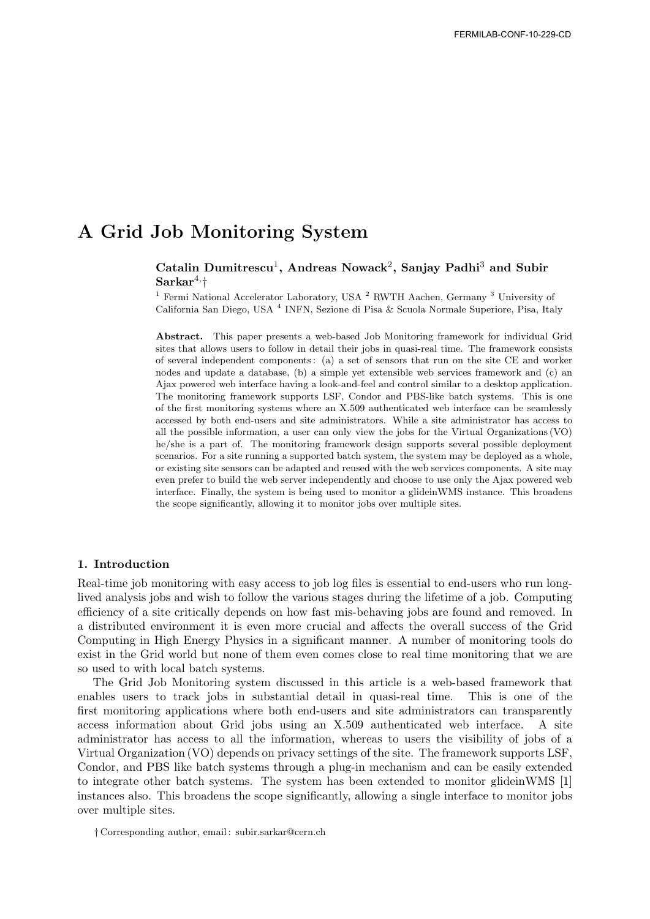FERMILAB-CONF-10-229-CD

# A Grid Job Monitoring System

**Catalin Dumitrescu[1], Andreas Nowack[2], Sanjay Padhi[3] and Subir Sarkar[4,†]**

[1] Fermi National Accelerator Laboratory, USA [2] RWTH Aachen, Germany [3] University of California San Diego, USA [4] INFN, Sezione di Pisa & Scuola Normale Superiore, Pisa, Italy

**Abstract.** This paper presents a web-based Job Monitoring framework for individual Grid sites that allows users to follow in detail their jobs in quasi-real time. The framework consists of several independent components : (a) a set of sensors that run on the site CE and worker nodes and update a database, (b) a simple yet extensible web services framework and (c) an Ajax powered web interface having a look-and-feel and control similar to a desktop application. The monitoring framework supports LSF, Condor and PBS-like batch systems. This is one of the first monitoring systems where an X.509 authenticated web interface can be seamlessly accessed by both end-users and site administrators. While a site administrator has access to all the possible information, a user can only view the jobs for the Virtual Organizations (VO) he/she is a part of. The monitoring framework design supports several possible deployment scenarios. For a site running a supported batch system, the system may be deployed as a whole, or existing site sensors can be adapted and reused with the web services components. A site may even prefer to build the web server independently and choose to use only the Ajax powered web interface. Finally, the system is being used to monitor a glideinWMS instance. This broadens the scope significantly, allowing it to monitor jobs over multiple sites.

## 1. Introduction

Real-time job monitoring with easy access to job log files is essential to end-users who run long-lived analysis jobs and wish to follow the various stages during the lifetime of a job. Computing efficiency of a site critically depends on how fast mis-behaving jobs are found and removed. In a distributed environment it is even more crucial and affects the overall success of the Grid Computing in High Energy Physics in a significant manner. A number of monitoring tools do exist in the Grid world but none of them even comes close to real time monitoring that we are so used to with local batch systems.

The Grid Job Monitoring system discussed in this article is a web-based framework that enables users to track jobs in substantial detail in quasi-real time. This is one of the first monitoring applications where both end-users and site administrators can transparently access information about Grid jobs using an X.509 authenticated web interface. A site administrator has access to all the information, whereas to users the visibility of jobs of a Virtual Organization (VO) depends on privacy settings of the site. The framework supports LSF, Condor, and PBS like batch systems through a plug-in mechanism and can be easily extended to integrate other batch systems. The system has been extended to monitor glideinWMS [1] instances also. This broadens the scope significantly, allowing a single interface to monitor jobs over multiple sites.

† Corresponding author, email : subir.sarkar@cern.ch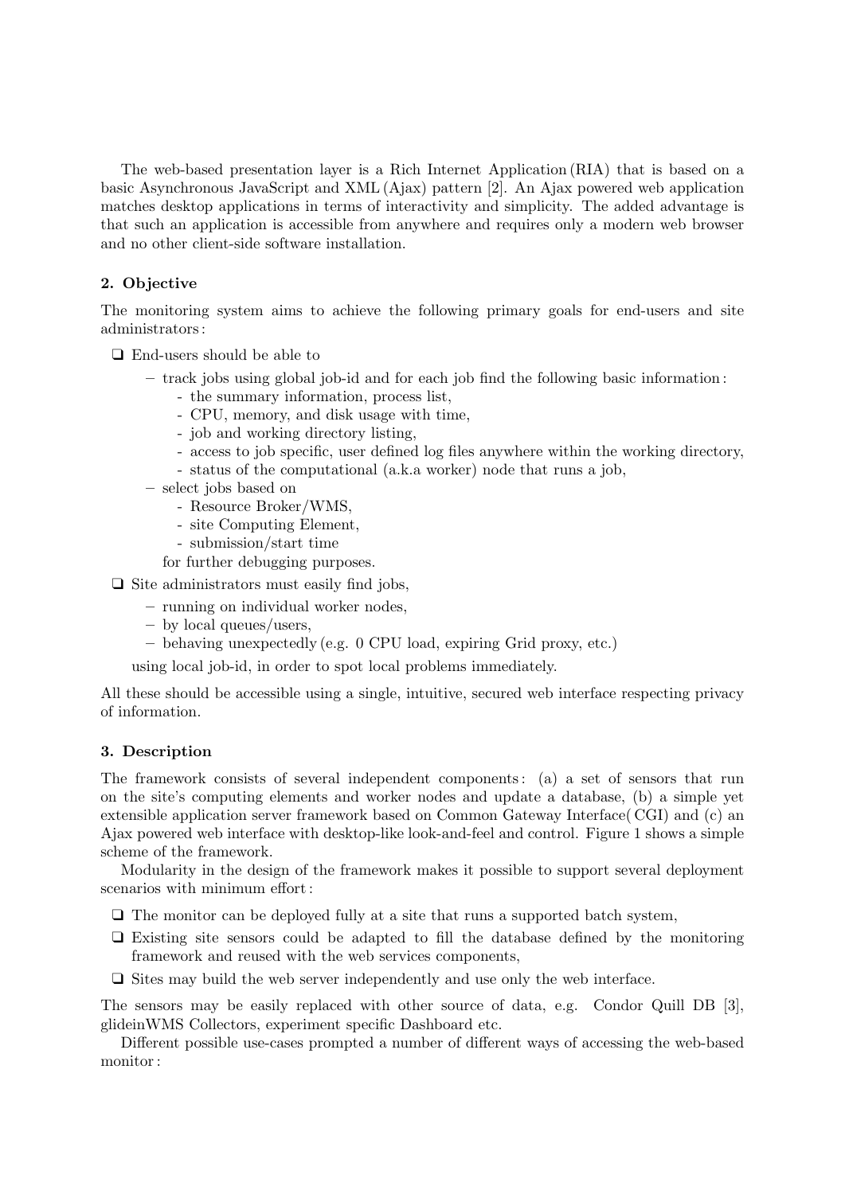The web-based presentation layer is a Rich Internet Application (RIA) that is based on a basic Asynchronous JavaScript and XML (Ajax) pattern [2]. An Ajax powered web application matches desktop applications in terms of interactivity and simplicity. The added advantage is that such an application is accessible from anywhere and requires only a modern web browser and no other client-side software installation.

## 2. Objective

The monitoring system aims to achieve the following primary goals for end-users and site administrators:

- End-users should be able to
  - track jobs using global job-id and for each job find the following basic information:
    - the summary information, process list,
    - CPU, memory, and disk usage with time,
    - job and working directory listing,
    - access to job specific, user defined log files anywhere within the working directory,
    - status of the computational (a.k.a worker) node that runs a job,
  - select jobs based on
    - Resource Broker/WMS,
    - site Computing Element,
    - submission/start time

    for further debugging purposes.
- Site administrators must easily find jobs,
  - running on individual worker nodes,
  - by local queues/users,
  - behaving unexpectedly (e.g. 0 CPU load, expiring Grid proxy, etc.)

  using local job-id, in order to spot local problems immediately.

All these should be accessible using a single, intuitive, secured web interface respecting privacy of information.

## 3. Description

The framework consists of several independent components: (a) a set of sensors that run on the site's computing elements and worker nodes and update a database, (b) a simple yet extensible application server framework based on Common Gateway Interface( CGI) and (c) an Ajax powered web interface with desktop-like look-and-feel and control. Figure 1 shows a simple scheme of the framework.

Modularity in the design of the framework makes it possible to support several deployment scenarios with minimum effort:

- The monitor can be deployed fully at a site that runs a supported batch system,
- Existing site sensors could be adapted to fill the database defined by the monitoring framework and reused with the web services components,
- Sites may build the web server independently and use only the web interface.

The sensors may be easily replaced with other source of data, e.g. Condor Quill DB [3], glideinWMS Collectors, experiment specific Dashboard etc.

Different possible use-cases prompted a number of different ways of accessing the web-based monitor: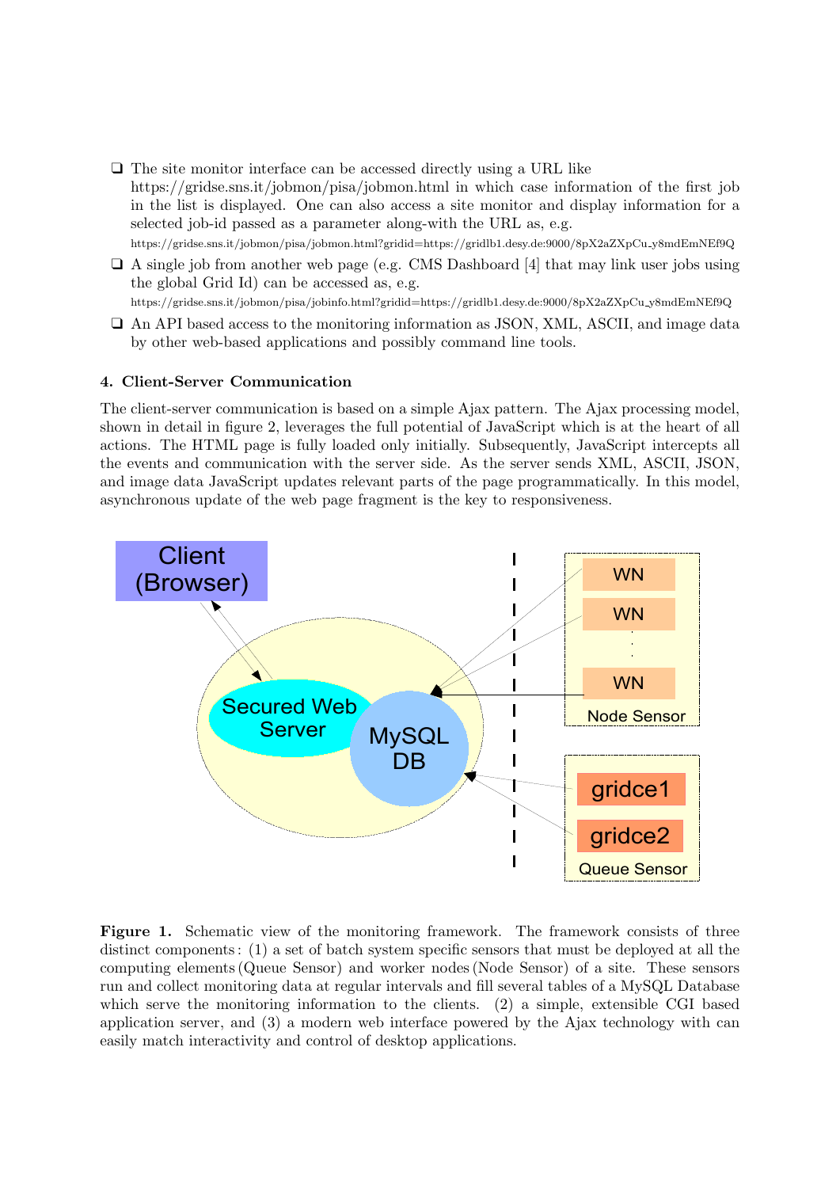- The site monitor interface can be accessed directly using a URL like https://gridse.sns.it/jobmon/pisa/jobmon.html in which case information of the first job in the list is displayed. One can also access a site monitor and display information for a selected job-id passed as a parameter along-with the URL as, e.g. https://gridse.sns.it/jobmon/pisa/jobmon.html?gridid=https://gridlb1.desy.de:9000/8pX2aZXpCu_y8mdEmNEf9Q
- A single job from another web page (e.g. CMS Dashboard [4] that may link user jobs using the global Grid Id) can be accessed as, e.g. https://gridse.sns.it/jobmon/pisa/jobinfo.html?gridid=https://gridlb1.desy.de:9000/8pX2aZXpCu_y8mdEmNEf9Q
- An API based access to the monitoring information as JSON, XML, ASCII, and image data by other web-based applications and possibly command line tools.

### 4. Client-Server Communication

The client-server communication is based on a simple Ajax pattern. The Ajax processing model, shown in detail in figure 2, leverages the full potential of JavaScript which is at the heart of all actions. The HTML page is fully loaded only initially. Subsequently, JavaScript intercepts all the events and communication with the server side. As the server sends XML, ASCII, JSON, and image data JavaScript updates relevant parts of the page programmatically. In this model, asynchronous update of the web page fragment is the key to responsiveness.

**Figure 1.** Schematic view of the monitoring framework. The framework consists of three distinct components: (1) a set of batch system specific sensors that must be deployed at all the computing elements (Queue Sensor) and worker nodes (Node Sensor) of a site. These sensors run and collect monitoring data at regular intervals and fill several tables of a MySQL Database which serve the monitoring information to the clients. (2) a simple, extensible CGI based application server, and (3) a modern web interface powered by the Ajax technology with can easily match interactivity and control of desktop applications.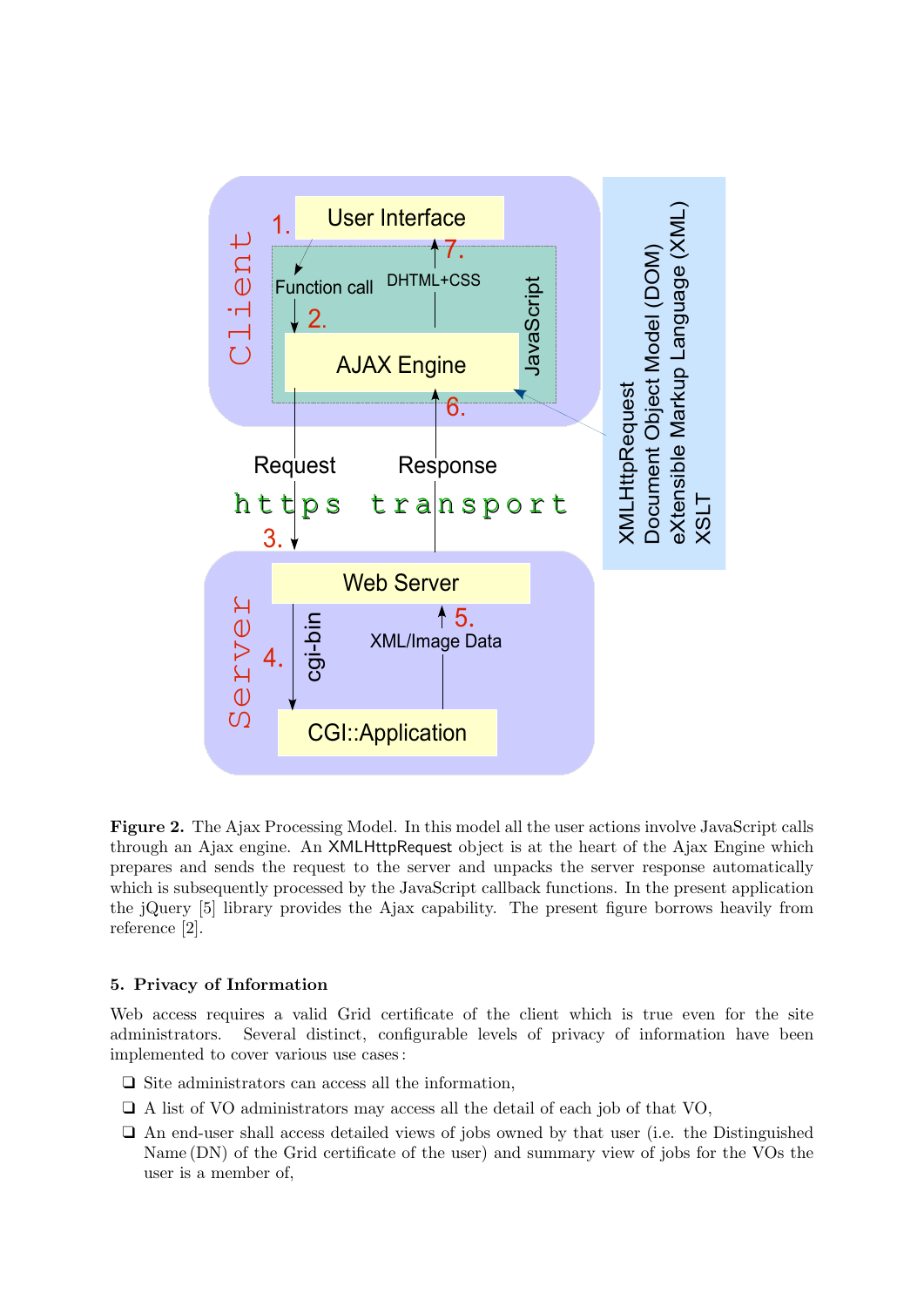**Figure 2.** The Ajax Processing Model. In this model all the user actions involve JavaScript calls through an Ajax engine. An XMLHttpRequest object is at the heart of the Ajax Engine which prepares and sends the request to the server and unpacks the server response automatically which is subsequently processed by the JavaScript callback functions. In the present application the jQuery [5] library provides the Ajax capability. The present figure borrows heavily from reference [2].

## 5. Privacy of Information

Web access requires a valid Grid certificate of the client which is true even for the site administrators. Several distinct, configurable levels of privacy of information have been implemented to cover various use cases :

- Site administrators can access all the information,
- A list of VO administrators may access all the detail of each job of that VO,
- An end-user shall access detailed views of jobs owned by that user (i.e. the Distinguished Name (DN) of the Grid certificate of the user) and summary view of jobs for the VOs the user is a member of,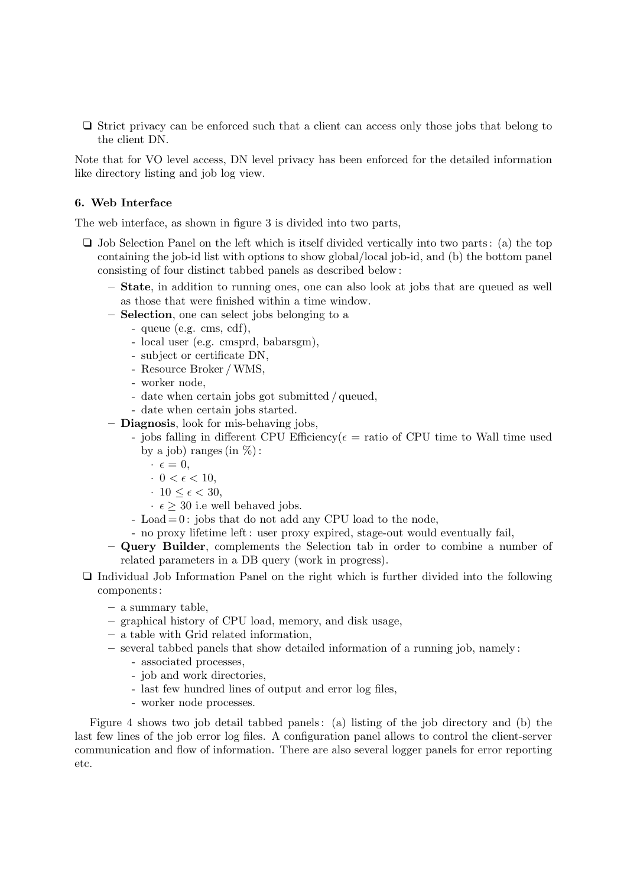- Strict privacy can be enforced such that a client can access only those jobs that belong to the client DN.

Note that for VO level access, DN level privacy has been enforced for the detailed information like directory listing and job log view.

**6. Web Interface**

The web interface, as shown in figure 3 is divided into two parts,

- Job Selection Panel on the left which is itself divided vertically into two parts : (a) the top containing the job-id list with options to show global/local job-id, and (b) the bottom panel consisting of four distinct tabbed panels as described below :
  - **State**, in addition to running ones, one can also look at jobs that are queued as well as those that were finished within a time window.
  - **Selection**, one can select jobs belonging to a
    - queue (e.g. cms, cdf),
    - local user (e.g. cmsprd, babarsgm),
    - subject or certificate DN,
    - Resource Broker / WMS,
    - worker node,
    - date when certain jobs got submitted / queued,
    - date when certain jobs started.
  - **Diagnosis**, look for mis-behaving jobs,
    - jobs falling in different CPU Efficiency($\epsilon$ = ratio of CPU time to Wall time used by a job) ranges (in %) :
      - $\epsilon = 0$,
      - $0 < \epsilon < 10$,
      - $10 \leq \epsilon < 30$,
      - $\epsilon \geq 30$ i.e well behaved jobs.
    - Load = 0 : jobs that do not add any CPU load to the node,
    - no proxy lifetime left : user proxy expired, stage-out would eventually fail,
  - **Query Builder**, complements the Selection tab in order to combine a number of related parameters in a DB query (work in progress).
- Individual Job Information Panel on the right which is further divided into the following components :
  - a summary table,
  - graphical history of CPU load, memory, and disk usage,
  - a table with Grid related information,
  - several tabbed panels that show detailed information of a running job, namely :
    - associated processes,
    - job and work directories,
    - last few hundred lines of output and error log files,
    - worker node processes.

Figure 4 shows two job detail tabbed panels : (a) listing of the job directory and (b) the last few lines of the job error log files. A configuration panel allows to control the client-server communication and flow of information. There are also several logger panels for error reporting etc.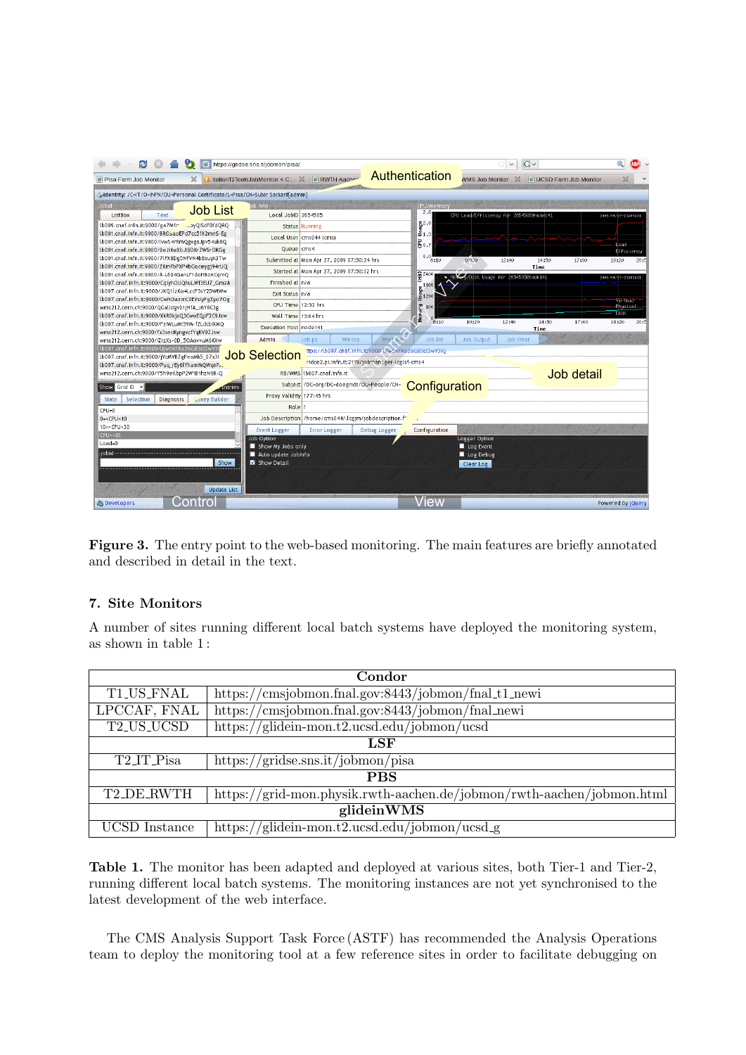**Figure 3.** The entry point to the web-based monitoring. The main features are briefly annotated and described in detail in the text.

## 7. Site Monitors

A number of sites running different local batch systems have deployed the monitoring system, as shown in table 1 :

| Condor | |
|---|---|
| T1_US_FNAL | https://cmsjobmon.fnal.gov:8443/jobmon/fnal_t1_newi |
| LPCCAF, FNAL | https://cmsjobmon.fnal.gov:8443/jobmon/fnal_newi |
| T2_US_UCSD | https://glidein-mon.t2.ucsd.edu/jobmon/ucsd |
| **LSF** | |
| T2_IT_Pisa | https://gridse.sns.it/jobmon/pisa |
| **PBS** | |
| T2_DE_RWTH | https://grid-mon.physik.rwth-aachen.de/jobmon/rwth-aachen/jobmon.html |
| **glideinWMS** | |
| UCSD Instance | https://glidein-mon.t2.ucsd.edu/jobmon/ucsd_g |

**Table 1.** The monitor has been adapted and deployed at various sites, both Tier-1 and Tier-2, running different local batch systems. The monitoring instances are not yet synchronised to the latest development of the web interface.

The CMS Analysis Support Task Force (ASTF) has recommended the Analysis Operations team to deploy the monitoring tool at a few reference sites in order to facilitate debugging on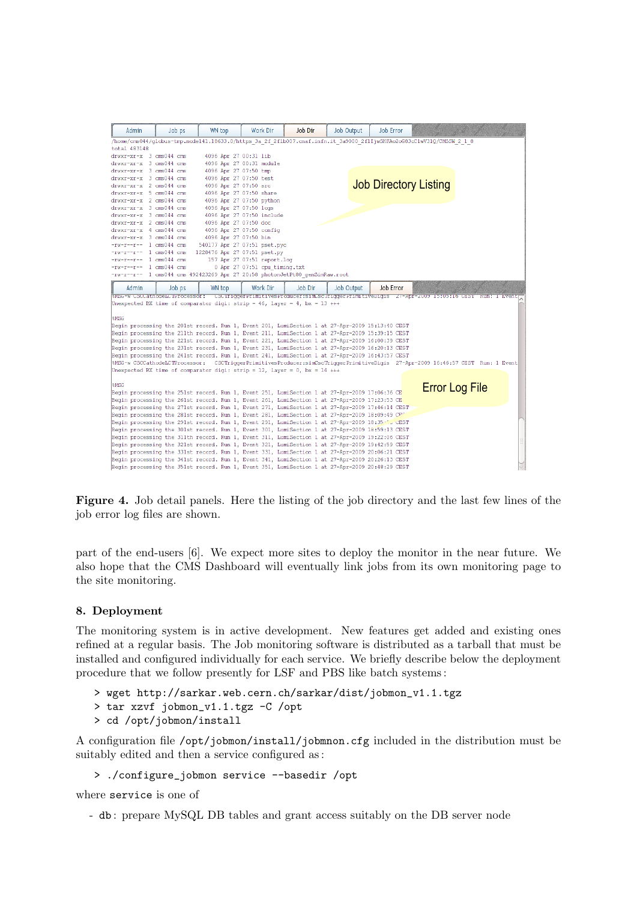**Figure 4.** Job detail panels. Here the listing of the job directory and the last few lines of the job error log files are shown.

part of the end-users [6]. We expect more sites to deploy the monitor in the near future. We also hope that the CMS Dashboard will eventually link jobs from its own monitoring page to the site monitoring.

## 8. Deployment

The monitoring system is in active development. New features get added and existing ones refined at a regular basis. The Job monitoring software is distributed as a tarball that must be installed and configured individually for each service. We briefly describe below the deployment procedure that we follow presently for LSF and PBS like batch systems:

```
> wget http://sarkar.web.cern.ch/sarkar/dist/jobmon_v1.1.tgz
> tar xzvf jobmon_v1.1.tgz -C /opt
> cd /opt/jobmon/install
```

A configuration file `/opt/jobmon/install/jobmnon.cfg` included in the distribution must be suitably edited and then a service configured as:

```
> ./configure_jobmon service --basedir /opt
```

where `service` is one of

- `db`: prepare MySQL DB tables and grant access suitably on the DB server node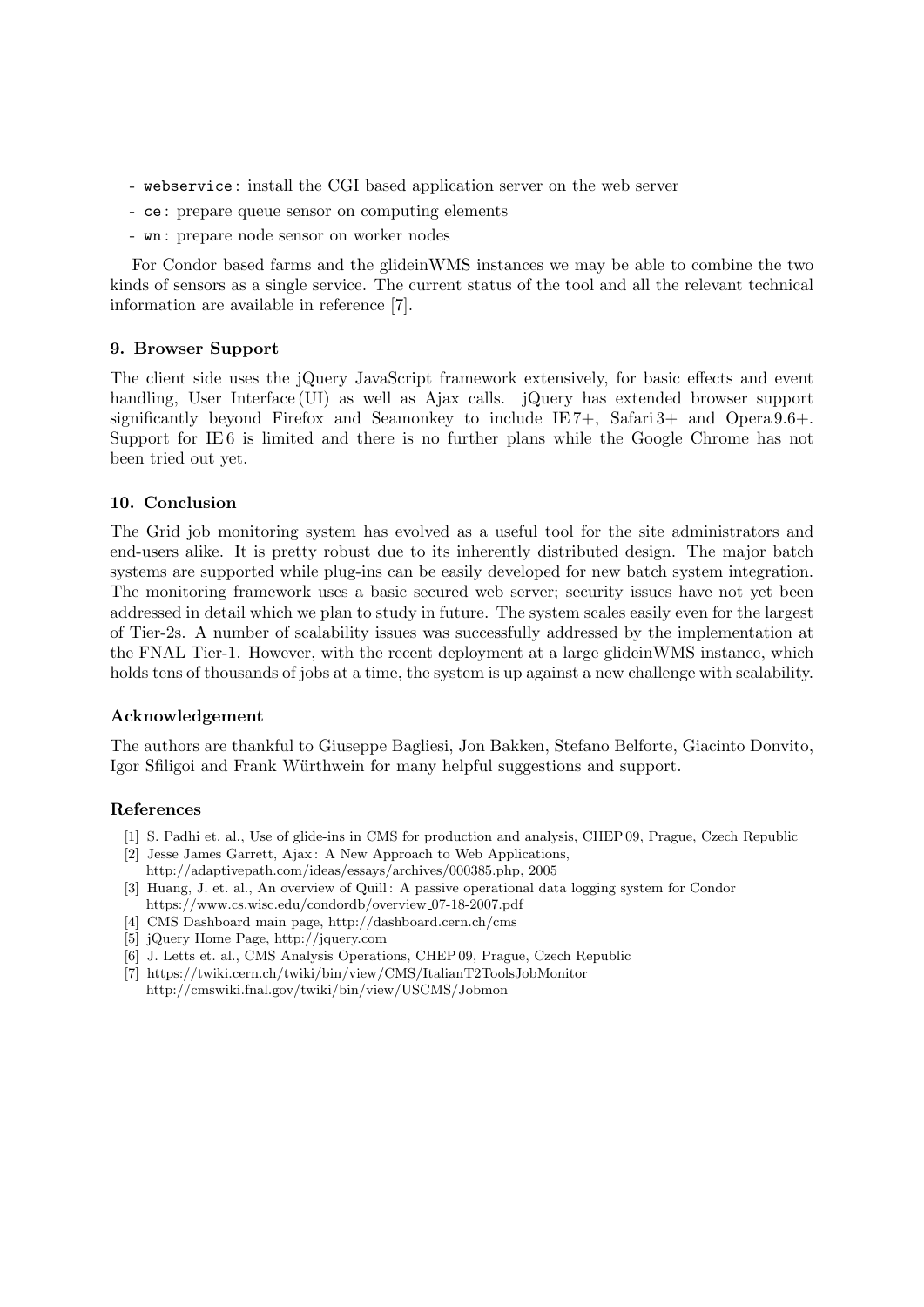- `webservice` : install the CGI based application server on the web server
- `ce` : prepare queue sensor on computing elements
- `wn` : prepare node sensor on worker nodes

For Condor based farms and the glideinWMS instances we may be able to combine the two kinds of sensors as a single service. The current status of the tool and all the relevant technical information are available in reference [7].

## 9. Browser Support

The client side uses the jQuery JavaScript framework extensively, for basic effects and event handling, User Interface (UI) as well as Ajax calls. jQuery has extended browser support significantly beyond Firefox and Seamonkey to include IE 7+, Safari 3+ and Opera 9.6+. Support for IE 6 is limited and there is no further plans while the Google Chrome has not been tried out yet.

## 10. Conclusion

The Grid job monitoring system has evolved as a useful tool for the site administrators and end-users alike. It is pretty robust due to its inherently distributed design. The major batch systems are supported while plug-ins can be easily developed for new batch system integration. The monitoring framework uses a basic secured web server; security issues have not yet been addressed in detail which we plan to study in future. The system scales easily even for the largest of Tier-2s. A number of scalability issues was successfully addressed by the implementation at the FNAL Tier-1. However, with the recent deployment at a large glideinWMS instance, which holds tens of thousands of jobs at a time, the system is up against a new challenge with scalability.

## Acknowledgement

The authors are thankful to Giuseppe Bagliesi, Jon Bakken, Stefano Belforte, Giacinto Donvito, Igor Sfiligoi and Frank Würthwein for many helpful suggestions and support.

## References

[1] S. Padhi et. al., Use of glide-ins in CMS for production and analysis, CHEP 09, Prague, Czech Republic

[2] Jesse James Garrett, Ajax : A New Approach to Web Applications, http://adaptivepath.com/ideas/essays/archives/000385.php, 2005

[3] Huang, J. et. al., An overview of Quill : A passive operational data logging system for Condor https://www.cs.wisc.edu/condordb/overview_07-18-2007.pdf

[4] CMS Dashboard main page, http://dashboard.cern.ch/cms

[5] jQuery Home Page, http://jquery.com

[6] J. Letts et. al., CMS Analysis Operations, CHEP 09, Prague, Czech Republic

[7] https://twiki.cern.ch/twiki/bin/view/CMS/ItalianT2ToolsJobMonitor http://cmswiki.fnal.gov/twiki/bin/view/USCMS/Jobmon